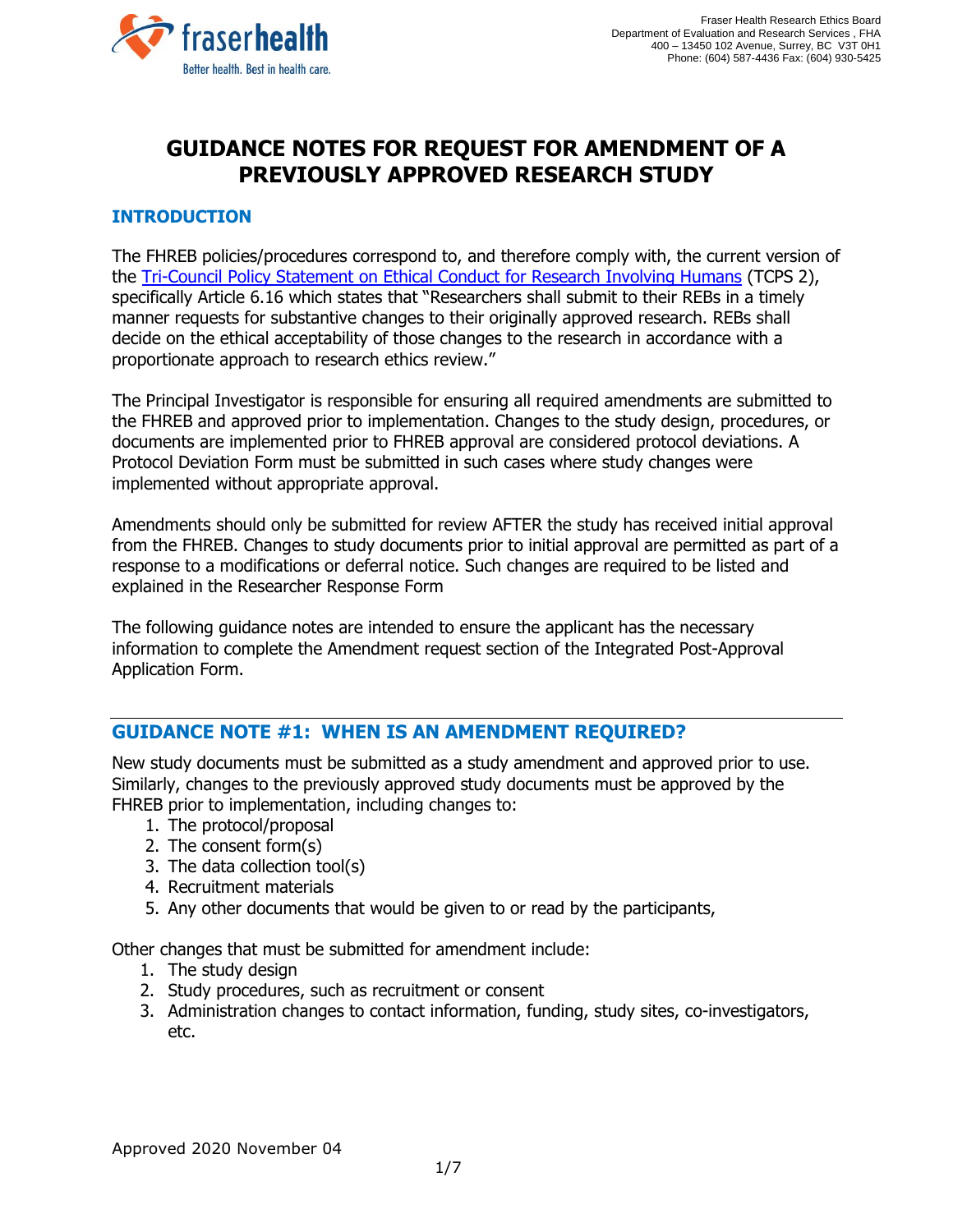Fraser Health Research Ethics Board
Department of Evaluation and Research Services , FHA
400 – 13450 102 Avenue, Surrey, BC V3T 0H1
Phone: (604) 587-4436 Fax: (604) 930-5425

# GUIDANCE NOTES FOR REQUEST FOR AMENDMENT OF A PREVIOUSLY APPROVED RESEARCH STUDY

## INTRODUCTION

The FHREB policies/procedures correspond to, and therefore comply with, the current version of the Tri-Council Policy Statement on Ethical Conduct for Research Involving Humans (TCPS 2), specifically Article 6.16 which states that "Researchers shall submit to their REBs in a timely manner requests for substantive changes to their originally approved research. REBs shall decide on the ethical acceptability of those changes to the research in accordance with a proportionate approach to research ethics review."

The Principal Investigator is responsible for ensuring all required amendments are submitted to the FHREB and approved prior to implementation. Changes to the study design, procedures, or documents are implemented prior to FHREB approval are considered protocol deviations. A Protocol Deviation Form must be submitted in such cases where study changes were implemented without appropriate approval.

Amendments should only be submitted for review AFTER the study has received initial approval from the FHREB. Changes to study documents prior to initial approval are permitted as part of a response to a modifications or deferral notice. Such changes are required to be listed and explained in the Researcher Response Form

The following guidance notes are intended to ensure the applicant has the necessary information to complete the Amendment request section of the Integrated Post-Approval Application Form.

## GUIDANCE NOTE #1: WHEN IS AN AMENDMENT REQUIRED?

New study documents must be submitted as a study amendment and approved prior to use. Similarly, changes to the previously approved study documents must be approved by the FHREB prior to implementation, including changes to:

1. The protocol/proposal
2. The consent form(s)
3. The data collection tool(s)
4. Recruitment materials
5. Any other documents that would be given to or read by the participants,

Other changes that must be submitted for amendment include:

1. The study design
2. Study procedures, such as recruitment or consent
3. Administration changes to contact information, funding, study sites, co-investigators, etc.

Approved 2020 November 04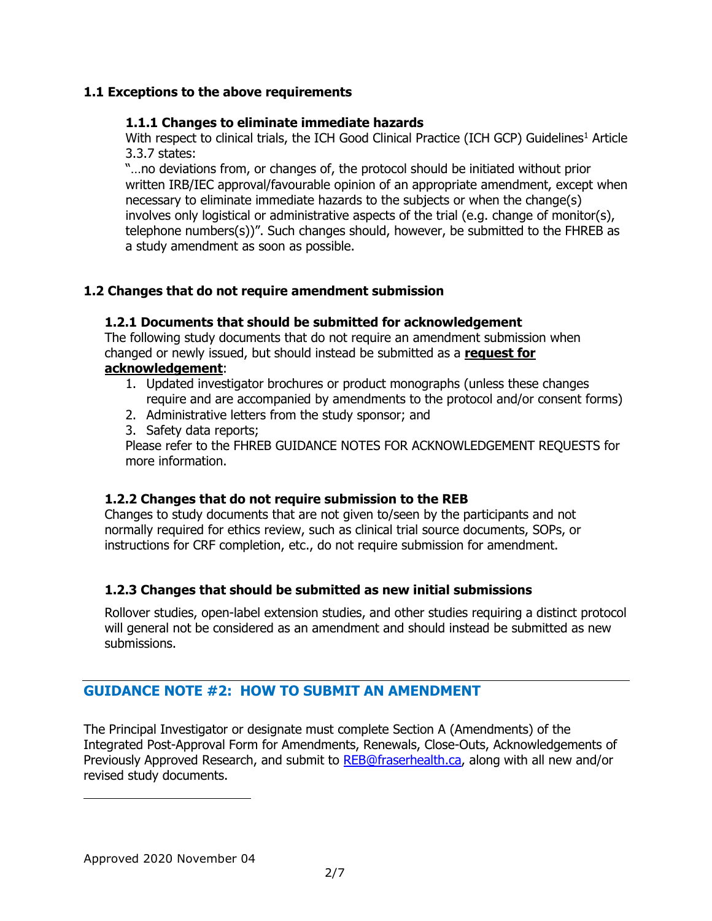### 1.1 Exceptions to the above requirements

#### 1.1.1 Changes to eliminate immediate hazards

With respect to clinical trials, the ICH Good Clinical Practice (ICH GCP) Guidelines[1] Article 3.3.7 states:

"…no deviations from, or changes of, the protocol should be initiated without prior written IRB/IEC approval/favourable opinion of an appropriate amendment, except when necessary to eliminate immediate hazards to the subjects or when the change(s) involves only logistical or administrative aspects of the trial (e.g. change of monitor(s), telephone numbers(s))". Such changes should, however, be submitted to the FHREB as a study amendment as soon as possible.

### 1.2 Changes that do not require amendment submission

#### 1.2.1 Documents that should be submitted for acknowledgement

The following study documents that do not require an amendment submission when changed or newly issued, but should instead be submitted as a **request for acknowledgement**:

1. Updated investigator brochures or product monographs (unless these changes require and are accompanied by amendments to the protocol and/or consent forms)
2. Administrative letters from the study sponsor; and
3. Safety data reports;

Please refer to the FHREB GUIDANCE NOTES FOR ACKNOWLEDGEMENT REQUESTS for more information.

#### 1.2.2 Changes that do not require submission to the REB

Changes to study documents that are not given to/seen by the participants and not normally required for ethics review, such as clinical trial source documents, SOPs, or instructions for CRF completion, etc., do not require submission for amendment.

#### 1.2.3 Changes that should be submitted as new initial submissions

Rollover studies, open-label extension studies, and other studies requiring a distinct protocol will general not be considered as an amendment and should instead be submitted as new submissions.

## GUIDANCE NOTE #2: HOW TO SUBMIT AN AMENDMENT

The Principal Investigator or designate must complete Section A (Amendments) of the Integrated Post-Approval Form for Amendments, Renewals, Close-Outs, Acknowledgements of Previously Approved Research, and submit to REB@fraserhealth.ca, along with all new and/or revised study documents.

Approved 2020 November 04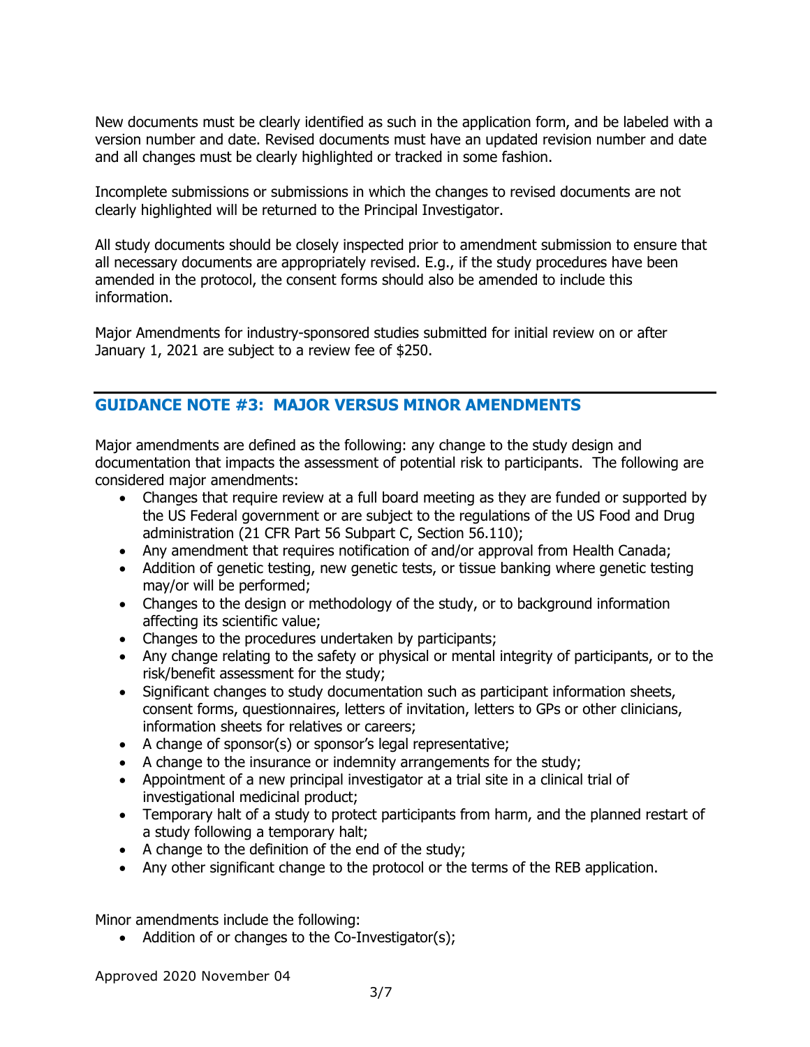New documents must be clearly identified as such in the application form, and be labeled with a version number and date. Revised documents must have an updated revision number and date and all changes must be clearly highlighted or tracked in some fashion.

Incomplete submissions or submissions in which the changes to revised documents are not clearly highlighted will be returned to the Principal Investigator.

All study documents should be closely inspected prior to amendment submission to ensure that all necessary documents are appropriately revised. E.g., if the study procedures have been amended in the protocol, the consent forms should also be amended to include this information.

Major Amendments for industry-sponsored studies submitted for initial review on or after January 1, 2021 are subject to a review fee of $250.

## GUIDANCE NOTE #3: MAJOR VERSUS MINOR AMENDMENTS

Major amendments are defined as the following: any change to the study design and documentation that impacts the assessment of potential risk to participants. The following are considered major amendments:

- Changes that require review at a full board meeting as they are funded or supported by the US Federal government or are subject to the regulations of the US Food and Drug administration (21 CFR Part 56 Subpart C, Section 56.110);
- Any amendment that requires notification of and/or approval from Health Canada;
- Addition of genetic testing, new genetic tests, or tissue banking where genetic testing may/or will be performed;
- Changes to the design or methodology of the study, or to background information affecting its scientific value;
- Changes to the procedures undertaken by participants;
- Any change relating to the safety or physical or mental integrity of participants, or to the risk/benefit assessment for the study;
- Significant changes to study documentation such as participant information sheets, consent forms, questionnaires, letters of invitation, letters to GPs or other clinicians, information sheets for relatives or careers;
- A change of sponsor(s) or sponsor's legal representative;
- A change to the insurance or indemnity arrangements for the study;
- Appointment of a new principal investigator at a trial site in a clinical trial of investigational medicinal product;
- Temporary halt of a study to protect participants from harm, and the planned restart of a study following a temporary halt;
- A change to the definition of the end of the study;
- Any other significant change to the protocol or the terms of the REB application.

Minor amendments include the following:

- Addition of or changes to the Co-Investigator(s);

Approved 2020 November 04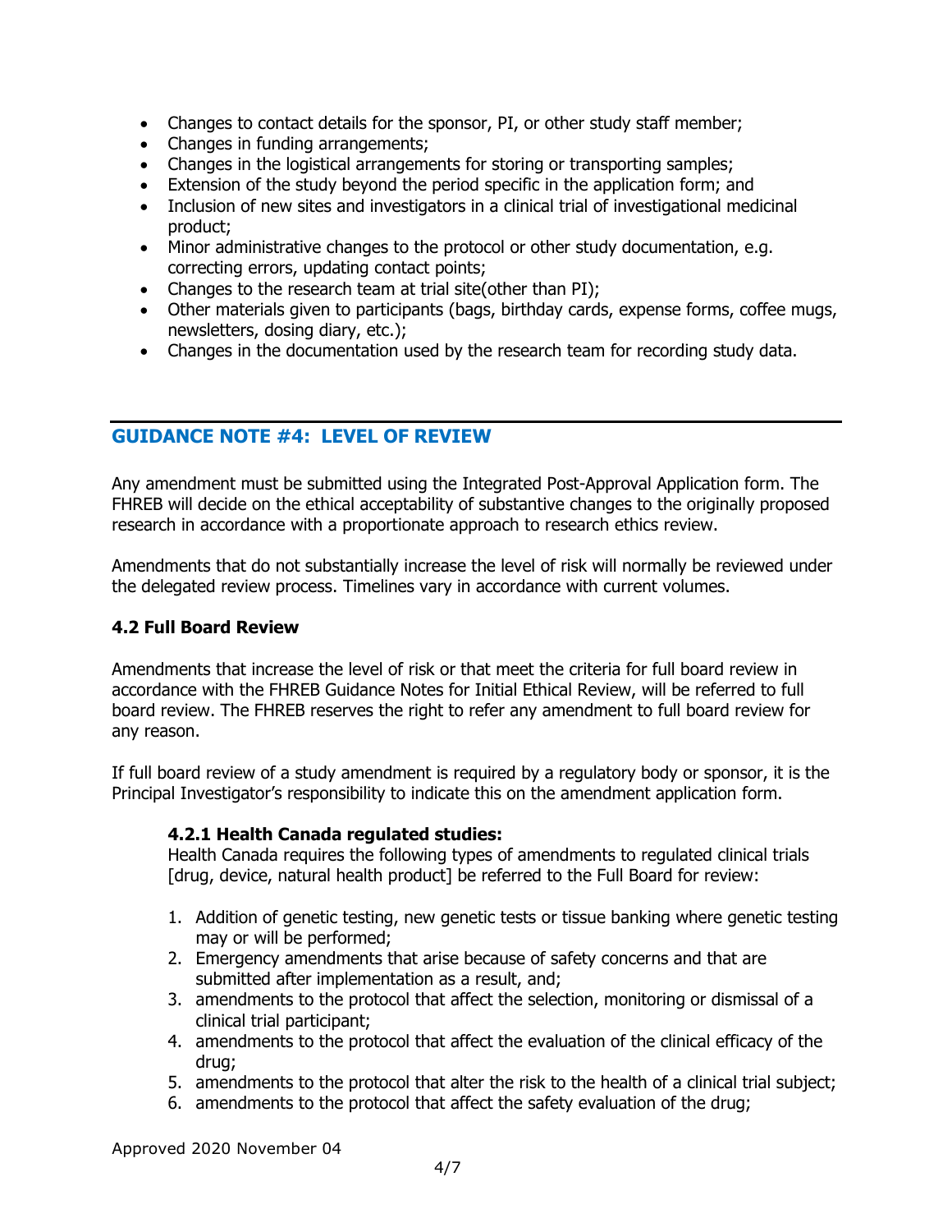- Changes to contact details for the sponsor, PI, or other study staff member;
- Changes in funding arrangements;
- Changes in the logistical arrangements for storing or transporting samples;
- Extension of the study beyond the period specific in the application form; and
- Inclusion of new sites and investigators in a clinical trial of investigational medicinal product;
- Minor administrative changes to the protocol or other study documentation, e.g. correcting errors, updating contact points;
- Changes to the research team at trial site(other than PI);
- Other materials given to participants (bags, birthday cards, expense forms, coffee mugs, newsletters, dosing diary, etc.);
- Changes in the documentation used by the research team for recording study data.

## GUIDANCE NOTE #4: LEVEL OF REVIEW

Any amendment must be submitted using the Integrated Post-Approval Application form. The FHREB will decide on the ethical acceptability of substantive changes to the originally proposed research in accordance with a proportionate approach to research ethics review.

Amendments that do not substantially increase the level of risk will normally be reviewed under the delegated review process. Timelines vary in accordance with current volumes.

### 4.2 Full Board Review

Amendments that increase the level of risk or that meet the criteria for full board review in accordance with the FHREB Guidance Notes for Initial Ethical Review, will be referred to full board review. The FHREB reserves the right to refer any amendment to full board review for any reason.

If full board review of a study amendment is required by a regulatory body or sponsor, it is the Principal Investigator's responsibility to indicate this on the amendment application form.

#### 4.2.1 Health Canada regulated studies:

Health Canada requires the following types of amendments to regulated clinical trials [drug, device, natural health product] be referred to the Full Board for review:

1. Addition of genetic testing, new genetic tests or tissue banking where genetic testing may or will be performed;
2. Emergency amendments that arise because of safety concerns and that are submitted after implementation as a result, and;
3. amendments to the protocol that affect the selection, monitoring or dismissal of a clinical trial participant;
4. amendments to the protocol that affect the evaluation of the clinical efficacy of the drug;
5. amendments to the protocol that alter the risk to the health of a clinical trial subject;
6. amendments to the protocol that affect the safety evaluation of the drug;

Approved 2020 November 04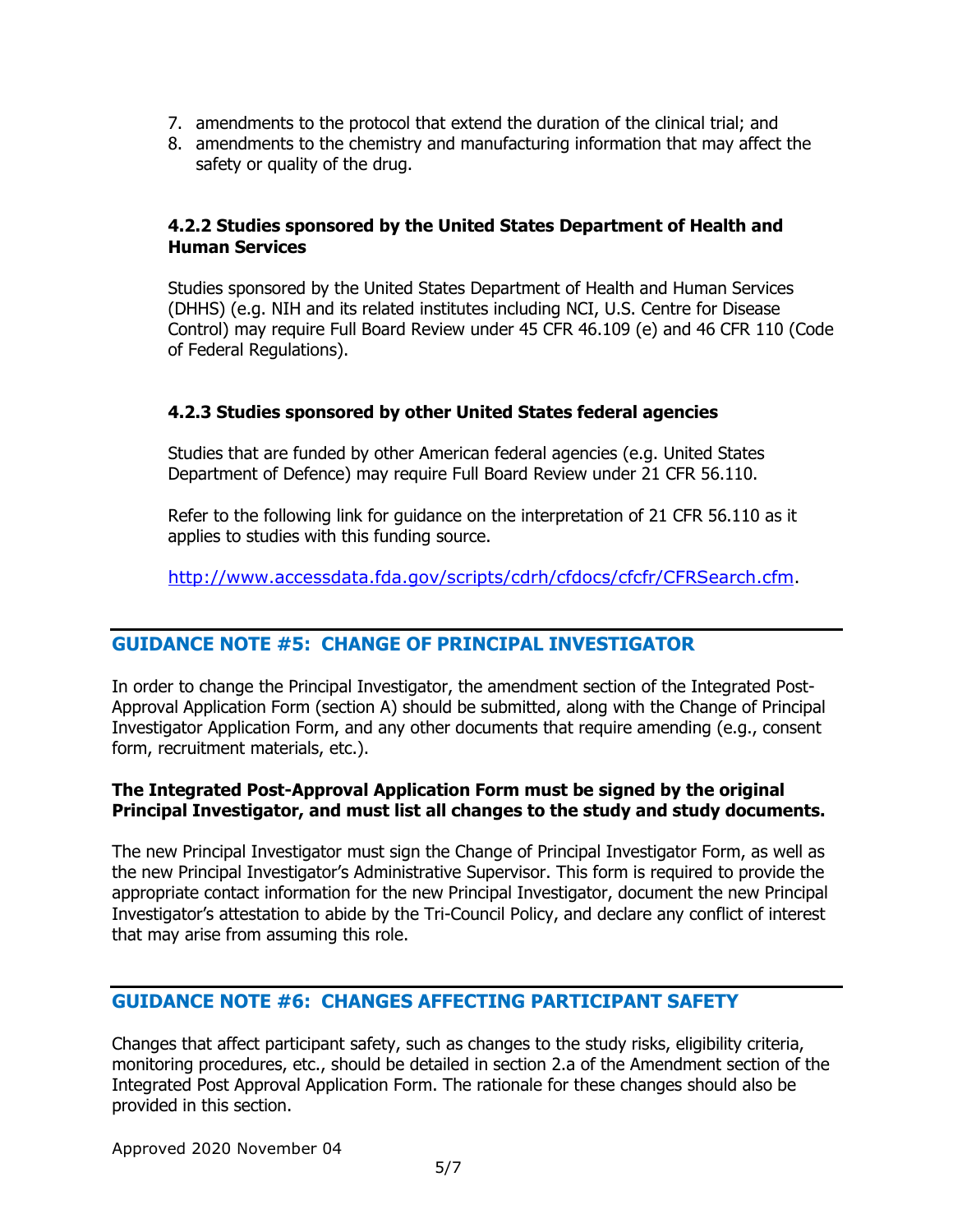7. amendments to the protocol that extend the duration of the clinical trial; and
8. amendments to the chemistry and manufacturing information that may affect the safety or quality of the drug.

#### 4.2.2 Studies sponsored by the United States Department of Health and Human Services

Studies sponsored by the United States Department of Health and Human Services (DHHS) (e.g. NIH and its related institutes including NCI, U.S. Centre for Disease Control) may require Full Board Review under 45 CFR 46.109 (e) and 46 CFR 110 (Code of Federal Regulations).

#### 4.2.3 Studies sponsored by other United States federal agencies

Studies that are funded by other American federal agencies (e.g. United States Department of Defence) may require Full Board Review under 21 CFR 56.110.

Refer to the following link for guidance on the interpretation of 21 CFR 56.110 as it applies to studies with this funding source.

http://www.accessdata.fda.gov/scripts/cdrh/cfdocs/cfcfr/CFRSearch.cfm.

## GUIDANCE NOTE #5: CHANGE OF PRINCIPAL INVESTIGATOR

In order to change the Principal Investigator, the amendment section of the Integrated Post-Approval Application Form (section A) should be submitted, along with the Change of Principal Investigator Application Form, and any other documents that require amending (e.g., consent form, recruitment materials, etc.).

**The Integrated Post-Approval Application Form must be signed by the original Principal Investigator, and must list all changes to the study and study documents.**

The new Principal Investigator must sign the Change of Principal Investigator Form, as well as the new Principal Investigator's Administrative Supervisor. This form is required to provide the appropriate contact information for the new Principal Investigator, document the new Principal Investigator's attestation to abide by the Tri-Council Policy, and declare any conflict of interest that may arise from assuming this role.

## GUIDANCE NOTE #6: CHANGES AFFECTING PARTICIPANT SAFETY

Changes that affect participant safety, such as changes to the study risks, eligibility criteria, monitoring procedures, etc., should be detailed in section 2.a of the Amendment section of the Integrated Post Approval Application Form. The rationale for these changes should also be provided in this section.

Approved 2020 November 04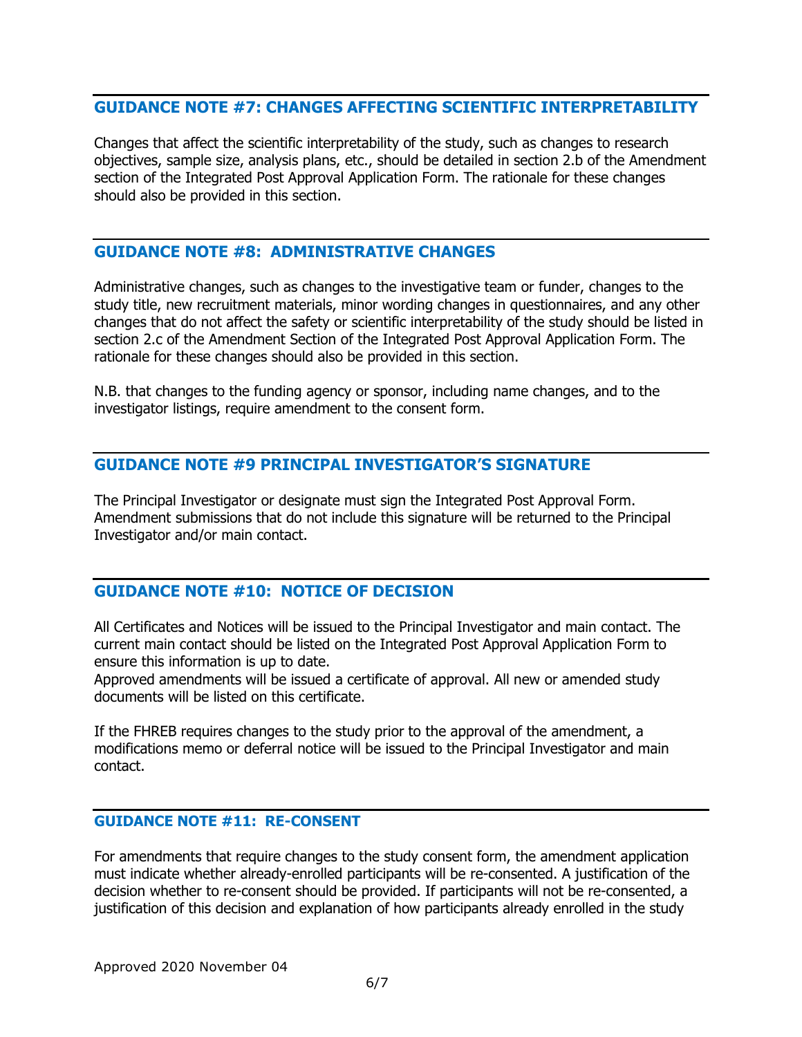## GUIDANCE NOTE #7: CHANGES AFFECTING SCIENTIFIC INTERPRETABILITY

Changes that affect the scientific interpretability of the study, such as changes to research objectives, sample size, analysis plans, etc., should be detailed in section 2.b of the Amendment section of the Integrated Post Approval Application Form. The rationale for these changes should also be provided in this section.

## GUIDANCE NOTE #8: ADMINISTRATIVE CHANGES

Administrative changes, such as changes to the investigative team or funder, changes to the study title, new recruitment materials, minor wording changes in questionnaires, and any other changes that do not affect the safety or scientific interpretability of the study should be listed in section 2.c of the Amendment Section of the Integrated Post Approval Application Form. The rationale for these changes should also be provided in this section.

N.B. that changes to the funding agency or sponsor, including name changes, and to the investigator listings, require amendment to the consent form.

## GUIDANCE NOTE #9 PRINCIPAL INVESTIGATOR'S SIGNATURE

The Principal Investigator or designate must sign the Integrated Post Approval Form. Amendment submissions that do not include this signature will be returned to the Principal Investigator and/or main contact.

## GUIDANCE NOTE #10: NOTICE OF DECISION

All Certificates and Notices will be issued to the Principal Investigator and main contact. The current main contact should be listed on the Integrated Post Approval Application Form to ensure this information is up to date.
Approved amendments will be issued a certificate of approval. All new or amended study documents will be listed on this certificate.

If the FHREB requires changes to the study prior to the approval of the amendment, a modifications memo or deferral notice will be issued to the Principal Investigator and main contact.

## GUIDANCE NOTE #11: RE-CONSENT

For amendments that require changes to the study consent form, the amendment application must indicate whether already-enrolled participants will be re-consented. A justification of the decision whether to re-consent should be provided. If participants will not be re-consented, a justification of this decision and explanation of how participants already enrolled in the study

Approved 2020 November 04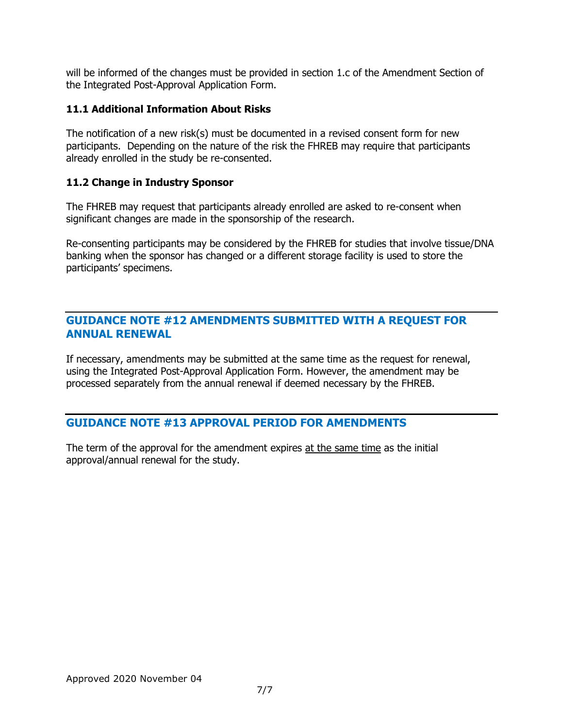will be informed of the changes must be provided in section 1.c of the Amendment Section of the Integrated Post-Approval Application Form.

### 11.1 Additional Information About Risks

The notification of a new risk(s) must be documented in a revised consent form for new participants. Depending on the nature of the risk the FHREB may require that participants already enrolled in the study be re-consented.

### 11.2 Change in Industry Sponsor

The FHREB may request that participants already enrolled are asked to re-consent when significant changes are made in the sponsorship of the research.

Re-consenting participants may be considered by the FHREB for studies that involve tissue/DNA banking when the sponsor has changed or a different storage facility is used to store the participants' specimens.

## GUIDANCE NOTE #12 AMENDMENTS SUBMITTED WITH A REQUEST FOR ANNUAL RENEWAL

If necessary, amendments may be submitted at the same time as the request for renewal, using the Integrated Post-Approval Application Form. However, the amendment may be processed separately from the annual renewal if deemed necessary by the FHREB.

## GUIDANCE NOTE #13 APPROVAL PERIOD FOR AMENDMENTS

The term of the approval for the amendment expires <u>at the same time</u> as the initial approval/annual renewal for the study.

Approved 2020 November 04